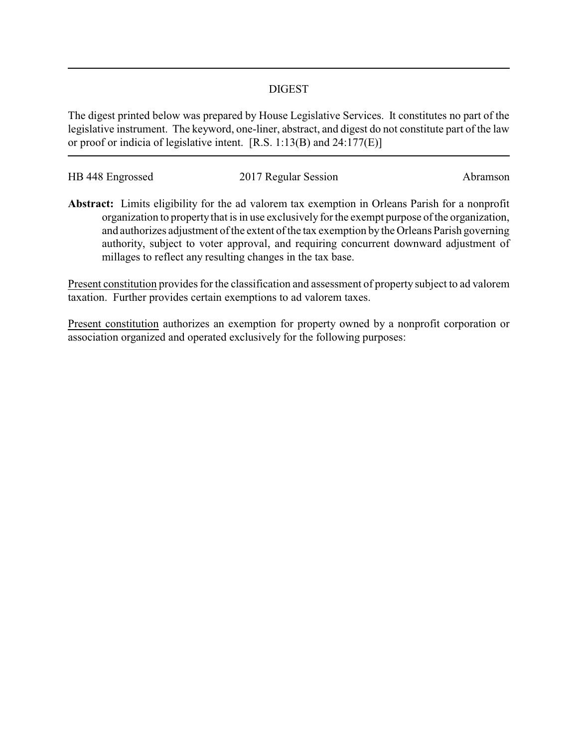---

DIGEST

The digest printed below was prepared by House Legislative Services. It constitutes no part of the legislative instrument. The keyword, one-liner, abstract, and digest do not constitute part of the law or proof or indicia of legislative intent. [R.S. 1:13(B) and 24:177(E)]

---

HB 448 Engrossed 2017 Regular Session Abramson

**Abstract:** Limits eligibility for the ad valorem tax exemption in Orleans Parish for a nonprofit organization to property that is in use exclusively for the exempt purpose of the organization, and authorizes adjustment of the extent of the tax exemption by the Orleans Parish governing authority, subject to voter approval, and requiring concurrent downward adjustment of millages to reflect any resulting changes in the tax base.

<u>Present constitution</u> provides for the classification and assessment of property subject to ad valorem taxation. Further provides certain exemptions to ad valorem taxes.

<u>Present constitution</u> authorizes an exemption for property owned by a nonprofit corporation or association organized and operated exclusively for the following purposes: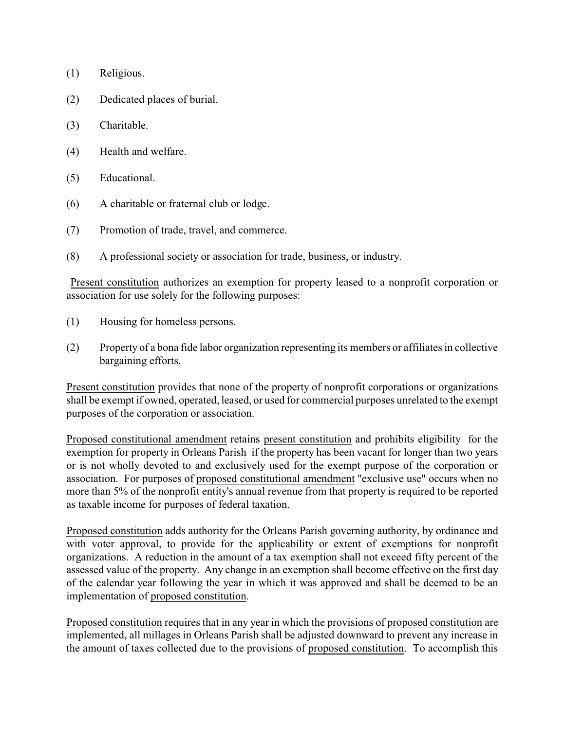(1) Religious.

(2) Dedicated places of burial.

(3) Charitable.

(4) Health and welfare.

(5) Educational.

(6) A charitable or fraternal club or lodge.

(7) Promotion of trade, travel, and commerce.

(8) A professional society or association for trade, business, or industry.

Present constitution authorizes an exemption for property leased to a nonprofit corporation or association for use solely for the following purposes:

(1) Housing for homeless persons.

(2) Property of a bona fide labor organization representing its members or affiliates in collective bargaining efforts.

Present constitution provides that none of the property of nonprofit corporations or organizations shall be exempt if owned, operated, leased, or used for commercial purposes unrelated to the exempt purposes of the corporation or association.

Proposed constitutional amendment retains present constitution and prohibits eligibility for the exemption for property in Orleans Parish if the property has been vacant for longer than two years or is not wholly devoted to and exclusively used for the exempt purpose of the corporation or association. For purposes of proposed constitutional amendment "exclusive use" occurs when no more than 5% of the nonprofit entity's annual revenue from that property is required to be reported as taxable income for purposes of federal taxation.

Proposed constitution adds authority for the Orleans Parish governing authority, by ordinance and with voter approval, to provide for the applicability or extent of exemptions for nonprofit organizations. A reduction in the amount of a tax exemption shall not exceed fifty percent of the assessed value of the property. Any change in an exemption shall become effective on the first day of the calendar year following the year in which it was approved and shall be deemed to be an implementation of proposed constitution.

Proposed constitution requires that in any year in which the provisions of proposed constitution are implemented, all millages in Orleans Parish shall be adjusted downward to prevent any increase in the amount of taxes collected due to the provisions of proposed constitution. To accomplish this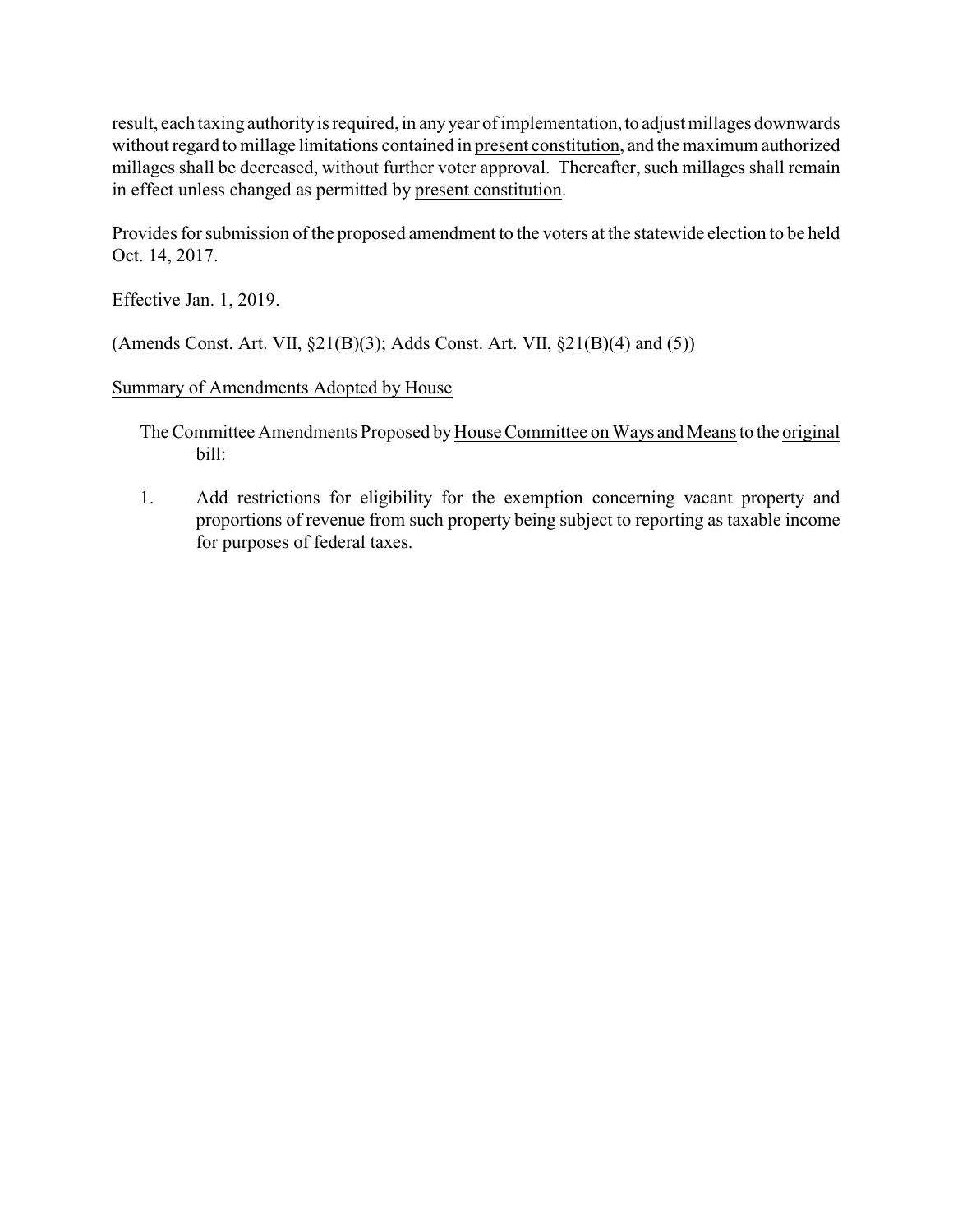result, each taxing authority is required, in any year of implementation, to adjust millages downwards without regard to millage limitations contained in present constitution, and the maximum authorized millages shall be decreased, without further voter approval. Thereafter, such millages shall remain in effect unless changed as permitted by present constitution.

Provides for submission of the proposed amendment to the voters at the statewide election to be held Oct. 14, 2017.

Effective Jan. 1, 2019.

(Amends Const. Art. VII, §21(B)(3); Adds Const. Art. VII, §21(B)(4) and (5))

Summary of Amendments Adopted by House

The Committee Amendments Proposed by House Committee on Ways and Means to the original bill:

1. Add restrictions for eligibility for the exemption concerning vacant property and proportions of revenue from such property being subject to reporting as taxable income for purposes of federal taxes.